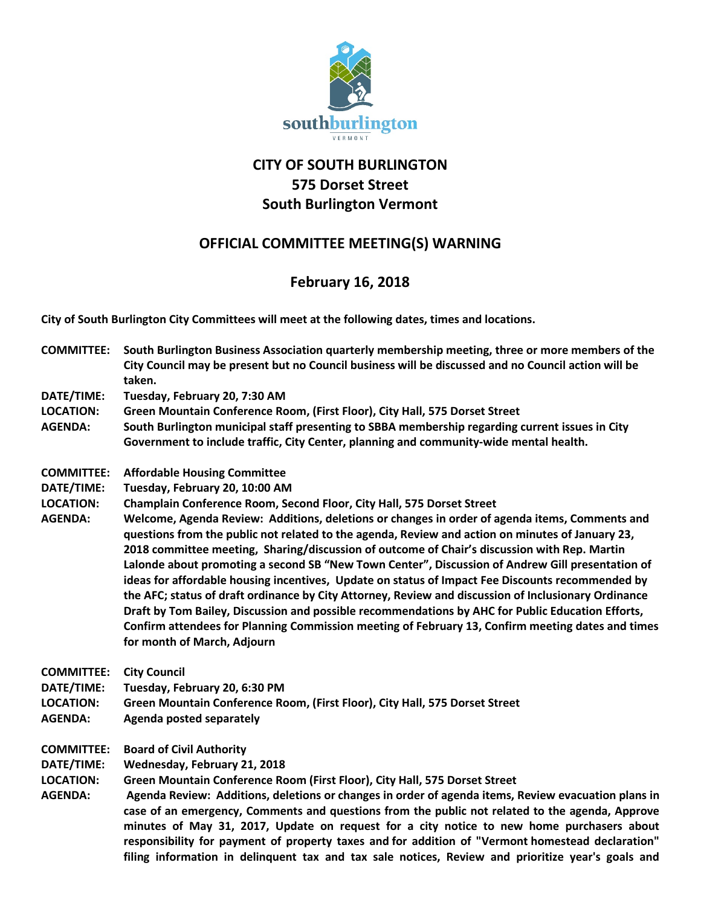# CITY OF SOUTH BURLINGTON
## 575 Dorset Street
## South Burlington Vermont

## OFFICIAL COMMITTEE MEETING(S) WARNING

## February 16, 2018

**City of South Burlington City Committees will meet at the following dates, times and locations.**

**COMMITTEE:** South Burlington Business Association quarterly membership meeting, three or more members of the City Council may be present but no Council business will be discussed and no Council action will be taken.
**DATE/TIME:** Tuesday, February 20, 7:30 AM
**LOCATION:** Green Mountain Conference Room, (First Floor), City Hall, 575 Dorset Street
**AGENDA:** South Burlington municipal staff presenting to SBBA membership regarding current issues in City Government to include traffic, City Center, planning and community-wide mental health.

**COMMITTEE:** Affordable Housing Committee
**DATE/TIME:** Tuesday, February 20, 10:00 AM
**LOCATION:** Champlain Conference Room, Second Floor, City Hall, 575 Dorset Street
**AGENDA:** Welcome, Agenda Review: Additions, deletions or changes in order of agenda items, Comments and questions from the public not related to the agenda, Review and action on minutes of January 23, 2018 committee meeting, Sharing/discussion of outcome of Chair's discussion with Rep. Martin Lalonde about promoting a second SB "New Town Center", Discussion of Andrew Gill presentation of ideas for affordable housing incentives, Update on status of Impact Fee Discounts recommended by the AFC; status of draft ordinance by City Attorney, Review and discussion of Inclusionary Ordinance Draft by Tom Bailey, Discussion and possible recommendations by AHC for Public Education Efforts, Confirm attendees for Planning Commission meeting of February 13, Confirm meeting dates and times for month of March, Adjourn

**COMMITTEE:** City Council
**DATE/TIME:** Tuesday, February 20, 6:30 PM
**LOCATION:** Green Mountain Conference Room, (First Floor), City Hall, 575 Dorset Street
**AGENDA:** Agenda posted separately

**COMMITTEE:** Board of Civil Authority
**DATE/TIME:** Wednesday, February 21, 2018
**LOCATION:** Green Mountain Conference Room (First Floor), City Hall, 575 Dorset Street
**AGENDA:** Agenda Review: Additions, deletions or changes in order of agenda items, Review evacuation plans in case of an emergency, Comments and questions from the public not related to the agenda, Approve minutes of May 31, 2017, Update on request for a city notice to new home purchasers about responsibility for payment of property taxes and for addition of "Vermont homestead declaration" filing information in delinquent tax and tax sale notices, Review and prioritize year's goals and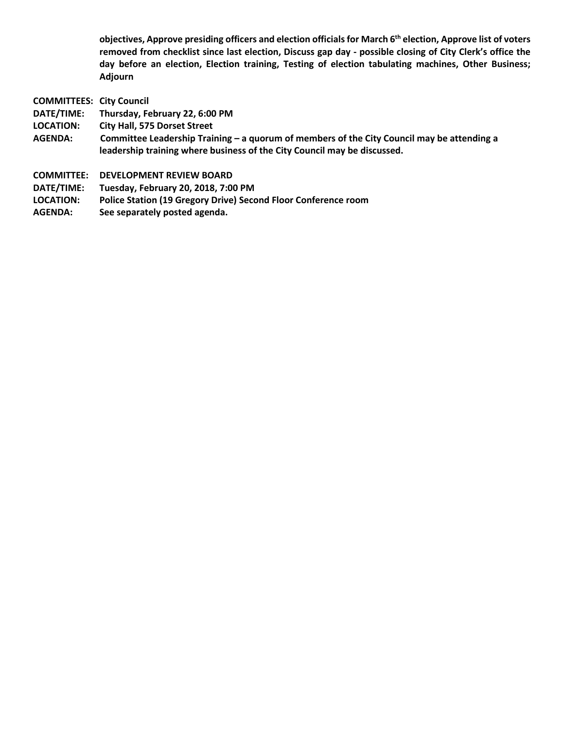**objectives, Approve presiding officers and election officials for March 6th election, Approve list of voters removed from checklist since last election, Discuss gap day - possible closing of City Clerk's office the day before an election, Election training, Testing of election tabulating machines, Other Business; Adjourn**

**COMMITTEES: City Council**
**DATE/TIME: Thursday, February 22, 6:00 PM**
**LOCATION: City Hall, 575 Dorset Street**
**AGENDA: Committee Leadership Training – a quorum of members of the City Council may be attending a leadership training where business of the City Council may be discussed.**

**COMMITTEE: DEVELOPMENT REVIEW BOARD**
**DATE/TIME: Tuesday, February 20, 2018, 7:00 PM**
**LOCATION: Police Station (19 Gregory Drive) Second Floor Conference room**
**AGENDA: See separately posted agenda.**